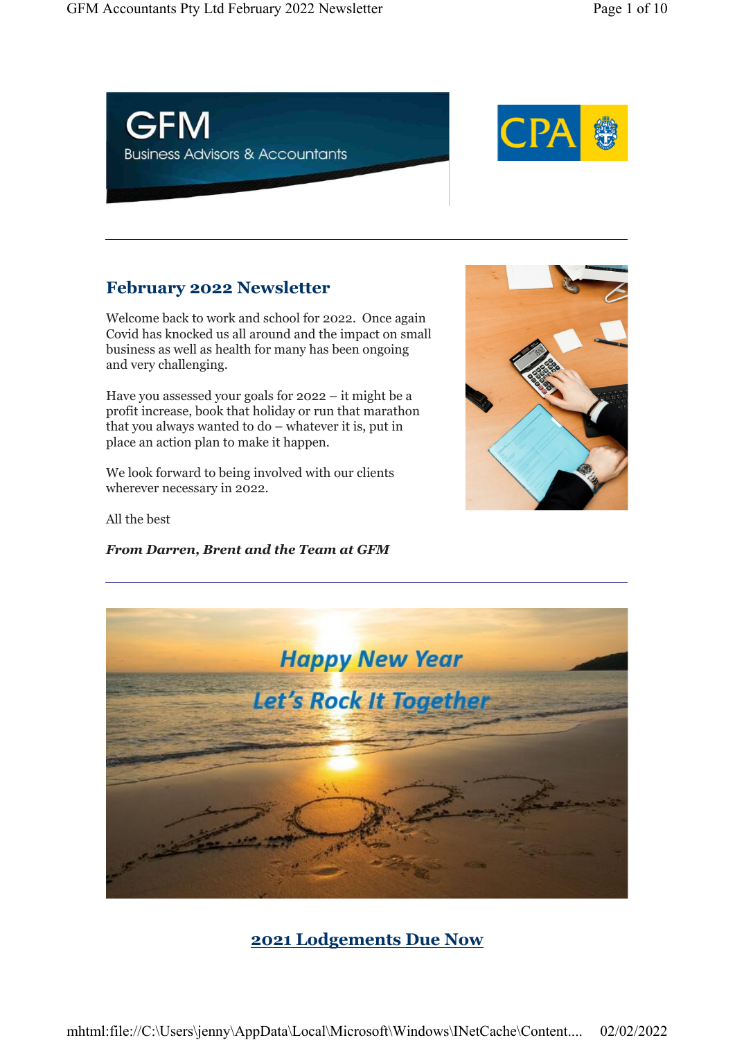## February 2022 Newsletter

Welcome back to work and school for 2022. Once again Covid has knocked us all around and the impact on small business as well as health for many has been ongoing and very challenging.

Have you assessed your goals for 2022 – it might be a profit increase, book that holiday or run that marathon that you always wanted to do – whatever it is, put in place an action plan to make it happen.

We look forward to being involved with our clients wherever necessary in 2022.

All the best

***From Darren, Brent and the Team at GFM***

## 2021 Lodgements Due Now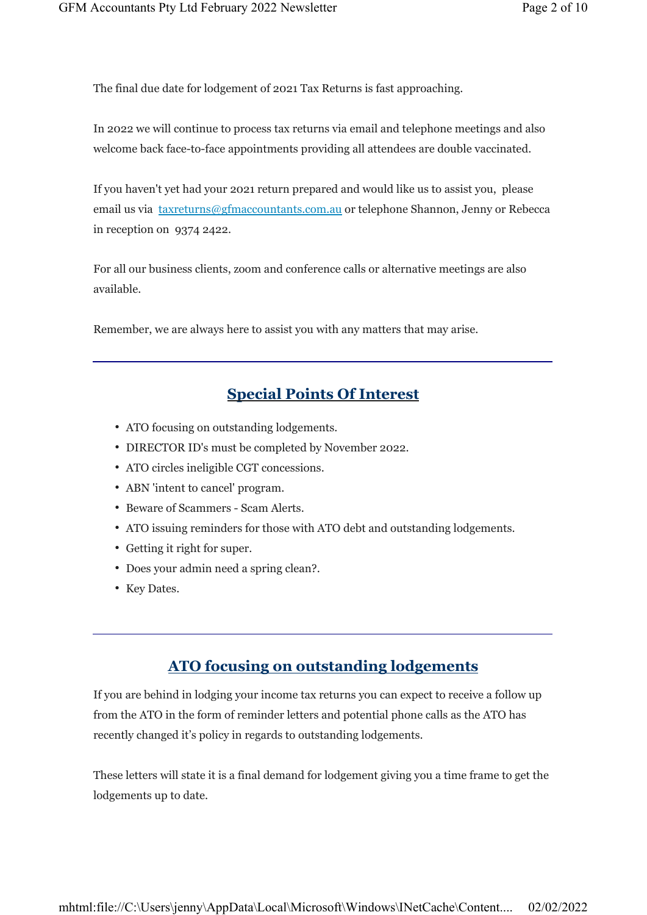The final due date for lodgement of 2021 Tax Returns is fast approaching.

In 2022 we will continue to process tax returns via email and telephone meetings and also welcome back face-to-face appointments providing all attendees are double vaccinated.

If you haven't yet had your 2021 return prepared and would like us to assist you, please email us via [taxreturns@gfmaccountants.com.au](mailto:taxreturns@gfmaccountants.com.au) or telephone Shannon, Jenny or Rebecca in reception on 9374 2422.

For all our business clients, zoom and conference calls or alternative meetings are also available.

Remember, we are always here to assist you with any matters that may arise.

---

## Special Points Of Interest

- ATO focusing on outstanding lodgements.
- DIRECTOR ID's must be completed by November 2022.
- ATO circles ineligible CGT concessions.
- ABN 'intent to cancel' program.
- Beware of Scammers - Scam Alerts.
- ATO issuing reminders for those with ATO debt and outstanding lodgements.
- Getting it right for super.
- Does your admin need a spring clean?.
- Key Dates.

---

## ATO focusing on outstanding lodgements

If you are behind in lodging your income tax returns you can expect to receive a follow up from the ATO in the form of reminder letters and potential phone calls as the ATO has recently changed it's policy in regards to outstanding lodgements.

These letters will state it is a final demand for lodgement giving you a time frame to get the lodgements up to date.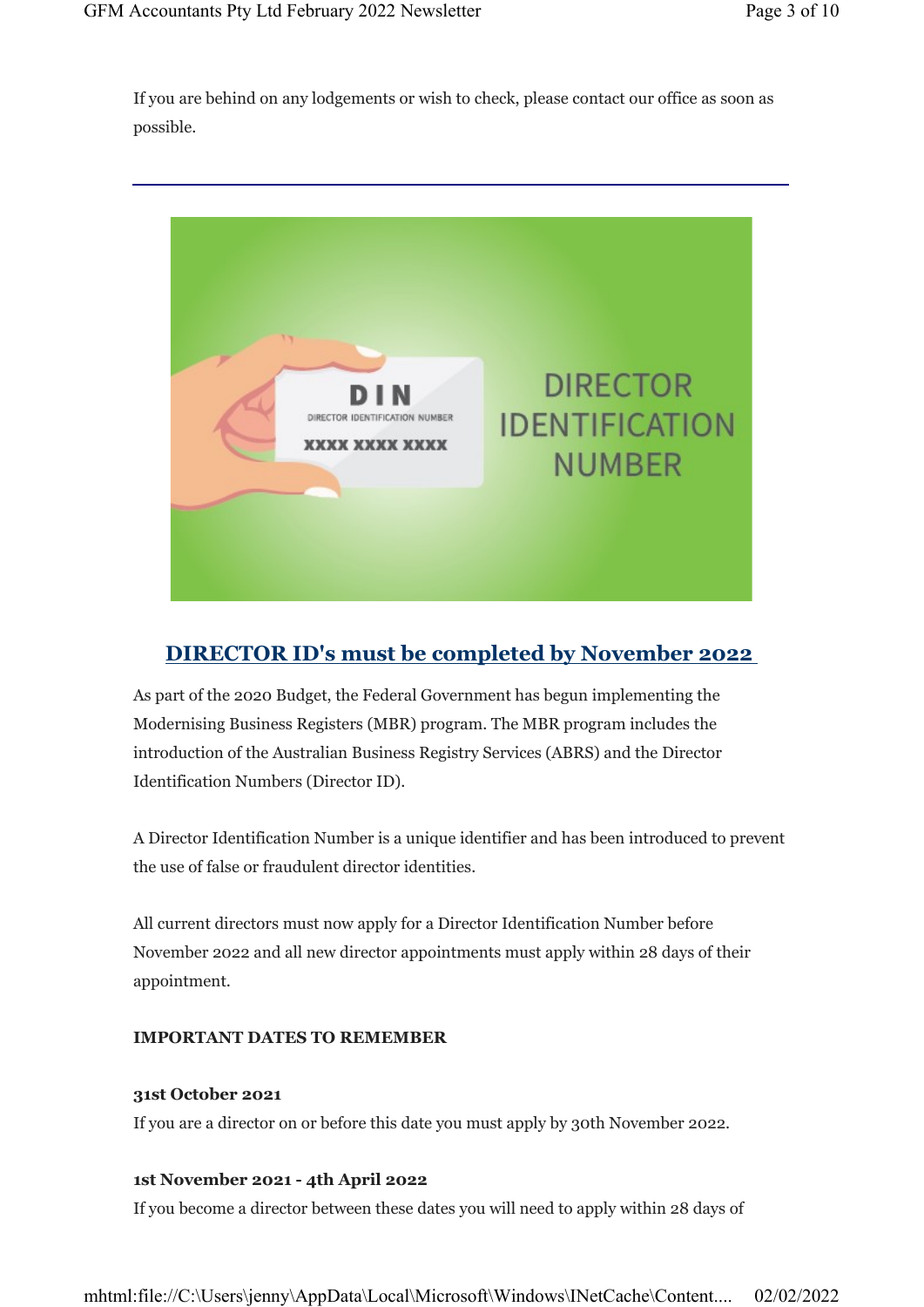If you are behind on any lodgements or wish to check, please contact our office as soon as possible.

---

## DIRECTOR ID's must be completed by November 2022

As part of the 2020 Budget, the Federal Government has begun implementing the Modernising Business Registers (MBR) program. The MBR program includes the introduction of the Australian Business Registry Services (ABRS) and the Director Identification Numbers (Director ID).

A Director Identification Number is a unique identifier and has been introduced to prevent the use of false or fraudulent director identities.

All current directors must now apply for a Director Identification Number before November 2022 and all new director appointments must apply within 28 days of their appointment.

**IMPORTANT DATES TO REMEMBER**

**31st October 2021**
If you are a director on or before this date you must apply by 30th November 2022.

**1st November 2021 - 4th April 2022**
If you become a director between these dates you will need to apply within 28 days of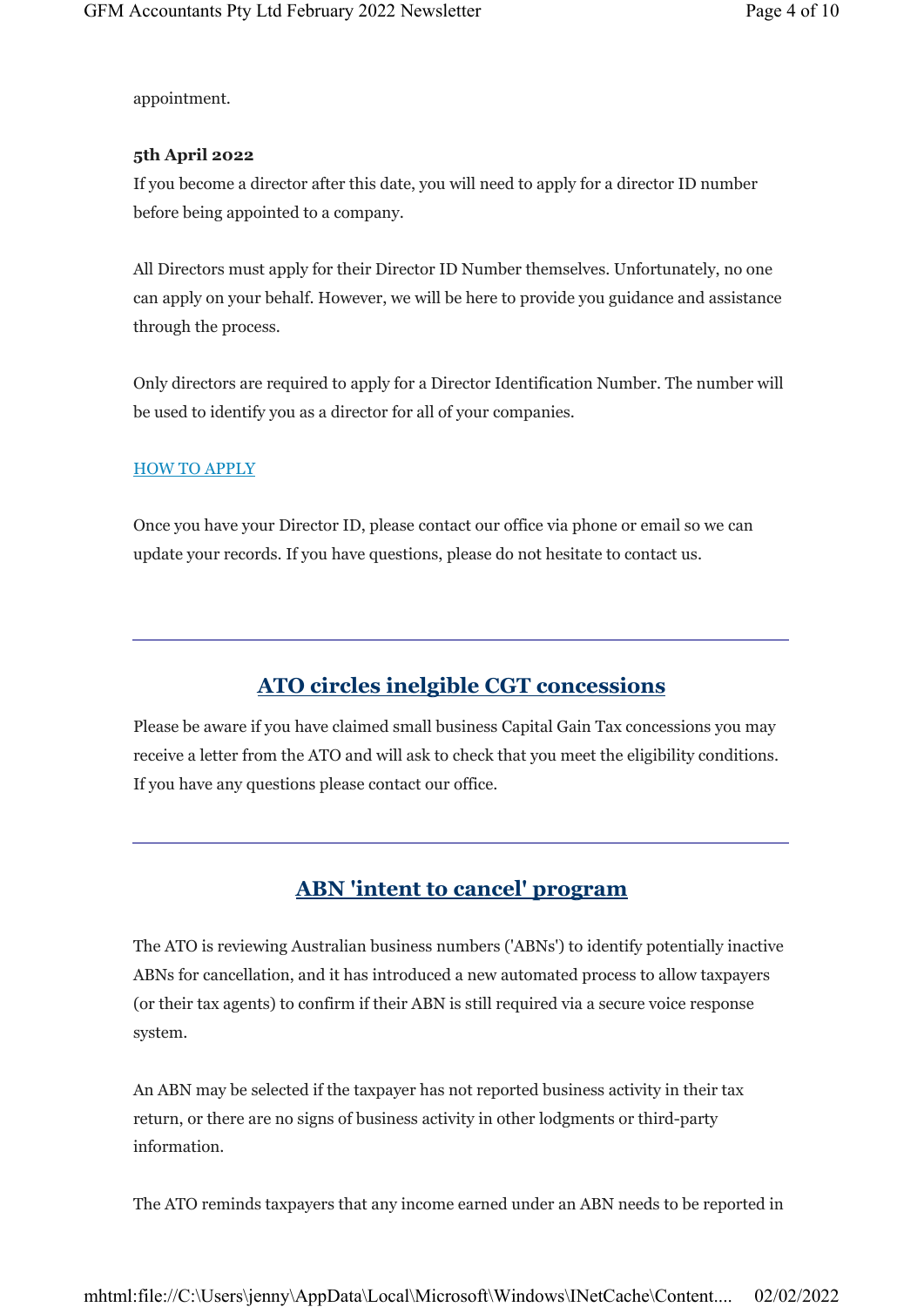appointment.

**5th April 2022**

If you become a director after this date, you will need to apply for a director ID number before being appointed to a company.

All Directors must apply for their Director ID Number themselves. Unfortunately, no one can apply on your behalf. However, we will be here to provide you guidance and assistance through the process.

Only directors are required to apply for a Director Identification Number. The number will be used to identify you as a director for all of your companies.

HOW TO APPLY

Once you have your Director ID, please contact our office via phone or email so we can update your records. If you have questions, please do not hesitate to contact us.

---

## ATO circles inelgible CGT concessions

Please be aware if you have claimed small business Capital Gain Tax concessions you may receive a letter from the ATO and will ask to check that you meet the eligibility conditions. If you have any questions please contact our office.

---

## ABN 'intent to cancel' program

The ATO is reviewing Australian business numbers ('ABNs') to identify potentially inactive ABNs for cancellation, and it has introduced a new automated process to allow taxpayers (or their tax agents) to confirm if their ABN is still required via a secure voice response system.

An ABN may be selected if the taxpayer has not reported business activity in their tax return, or there are no signs of business activity in other lodgments or third-party information.

The ATO reminds taxpayers that any income earned under an ABN needs to be reported in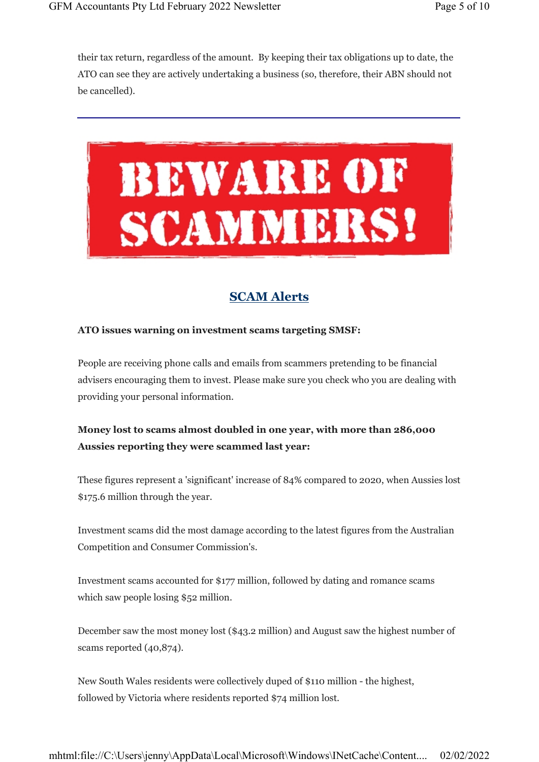their tax return, regardless of the amount. By keeping their tax obligations up to date, the ATO can see they are actively undertaking a business (so, therefore, their ABN should not be cancelled).

---

BEWARE OF SCAMMERS!

## SCAM Alerts

**ATO issues warning on investment scams targeting SMSF:**

People are receiving phone calls and emails from scammers pretending to be financial advisers encouraging them to invest. Please make sure you check who you are dealing with providing your personal information.

**Money lost to scams almost doubled in one year, with more than 286,000 Aussies reporting they were scammed last year:**

These figures represent a 'significant' increase of 84% compared to 2020, when Aussies lost $175.6 million through the year.

Investment scams did the most damage according to the latest figures from the Australian Competition and Consumer Commission's.

Investment scams accounted for $177 million, followed by dating and romance scams which saw people losing $52 million.

December saw the most money lost ($43.2 million) and August saw the highest number of scams reported (40,874).

New South Wales residents were collectively duped of $110 million - the highest, followed by Victoria where residents reported $74 million lost.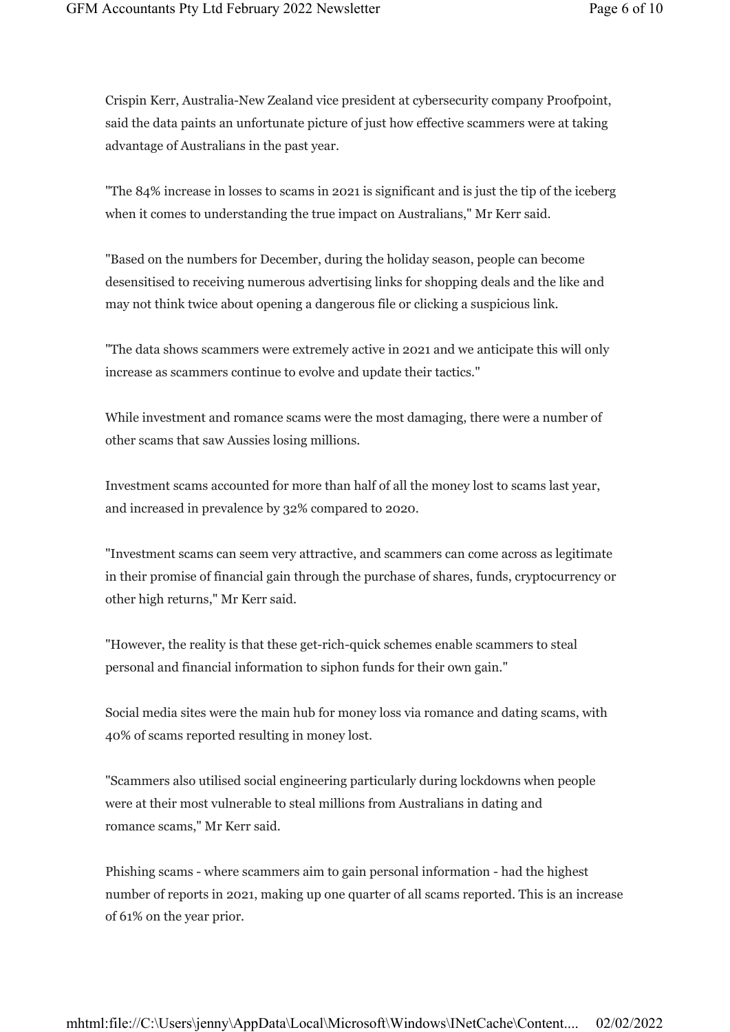Crispin Kerr, Australia-New Zealand vice president at cybersecurity company Proofpoint, said the data paints an unfortunate picture of just how effective scammers were at taking advantage of Australians in the past year.

"The 84% increase in losses to scams in 2021 is significant and is just the tip of the iceberg when it comes to understanding the true impact on Australians," Mr Kerr said.

"Based on the numbers for December, during the holiday season, people can become desensitised to receiving numerous advertising links for shopping deals and the like and may not think twice about opening a dangerous file or clicking a suspicious link.

"The data shows scammers were extremely active in 2021 and we anticipate this will only increase as scammers continue to evolve and update their tactics."

While investment and romance scams were the most damaging, there were a number of other scams that saw Aussies losing millions.

Investment scams accounted for more than half of all the money lost to scams last year, and increased in prevalence by 32% compared to 2020.

"Investment scams can seem very attractive, and scammers can come across as legitimate in their promise of financial gain through the purchase of shares, funds, cryptocurrency or other high returns," Mr Kerr said.

"However, the reality is that these get-rich-quick schemes enable scammers to steal personal and financial information to siphon funds for their own gain."

Social media sites were the main hub for money loss via romance and dating scams, with 40% of scams reported resulting in money lost.

"Scammers also utilised social engineering particularly during lockdowns when people were at their most vulnerable to steal millions from Australians in dating and romance scams," Mr Kerr said.

Phishing scams - where scammers aim to gain personal information - had the highest number of reports in 2021, making up one quarter of all scams reported. This is an increase of 61% on the year prior.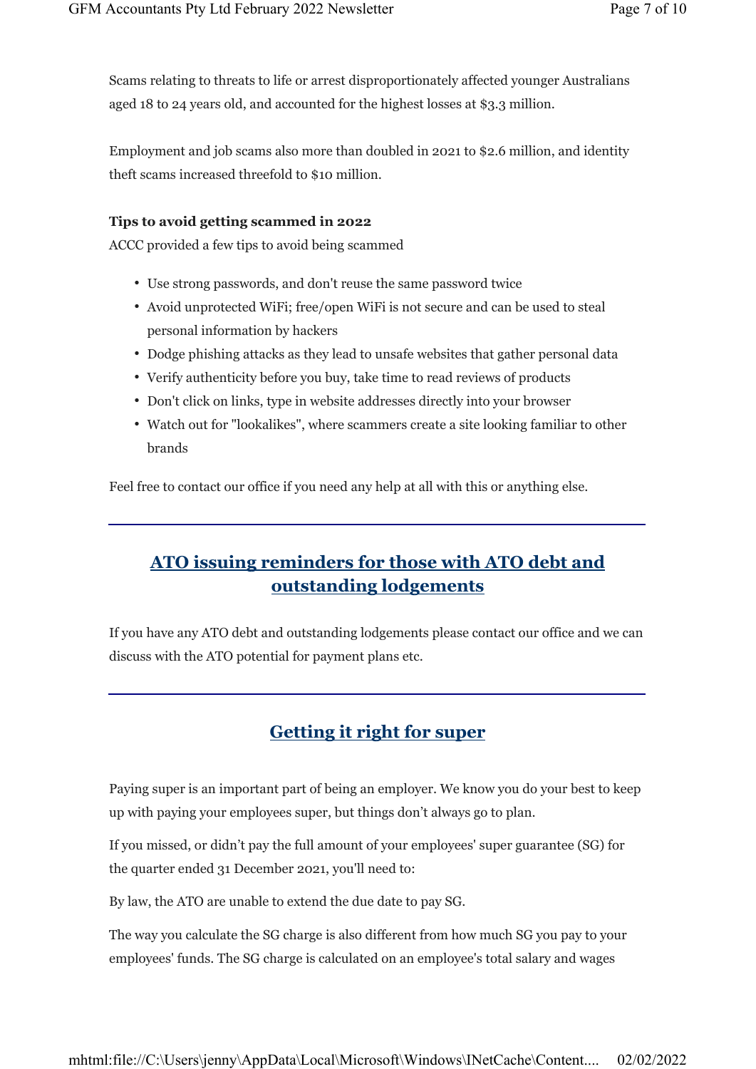Scams relating to threats to life or arrest disproportionately affected younger Australians aged 18 to 24 years old, and accounted for the highest losses at $3.3 million.

Employment and job scams also more than doubled in 2021 to $2.6 million, and identity theft scams increased threefold to $10 million.

**Tips to avoid getting scammed in 2022**

ACCC provided a few tips to avoid being scammed

- Use strong passwords, and don't reuse the same password twice
- Avoid unprotected WiFi; free/open WiFi is not secure and can be used to steal personal information by hackers
- Dodge phishing attacks as they lead to unsafe websites that gather personal data
- Verify authenticity before you buy, take time to read reviews of products
- Don't click on links, type in website addresses directly into your browser
- Watch out for "lookalikes", where scammers create a site looking familiar to other brands

Feel free to contact our office if you need any help at all with this or anything else.

---

## ATO issuing reminders for those with ATO debt and outstanding lodgements

If you have any ATO debt and outstanding lodgements please contact our office and we can discuss with the ATO potential for payment plans etc.

---

## Getting it right for super

Paying super is an important part of being an employer. We know you do your best to keep up with paying your employees super, but things don't always go to plan.

If you missed, or didn't pay the full amount of your employees' super guarantee (SG) for the quarter ended 31 December 2021, you'll need to:

By law, the ATO are unable to extend the due date to pay SG.

The way you calculate the SG charge is also different from how much SG you pay to your employees' funds. The SG charge is calculated on an employee's total salary and wages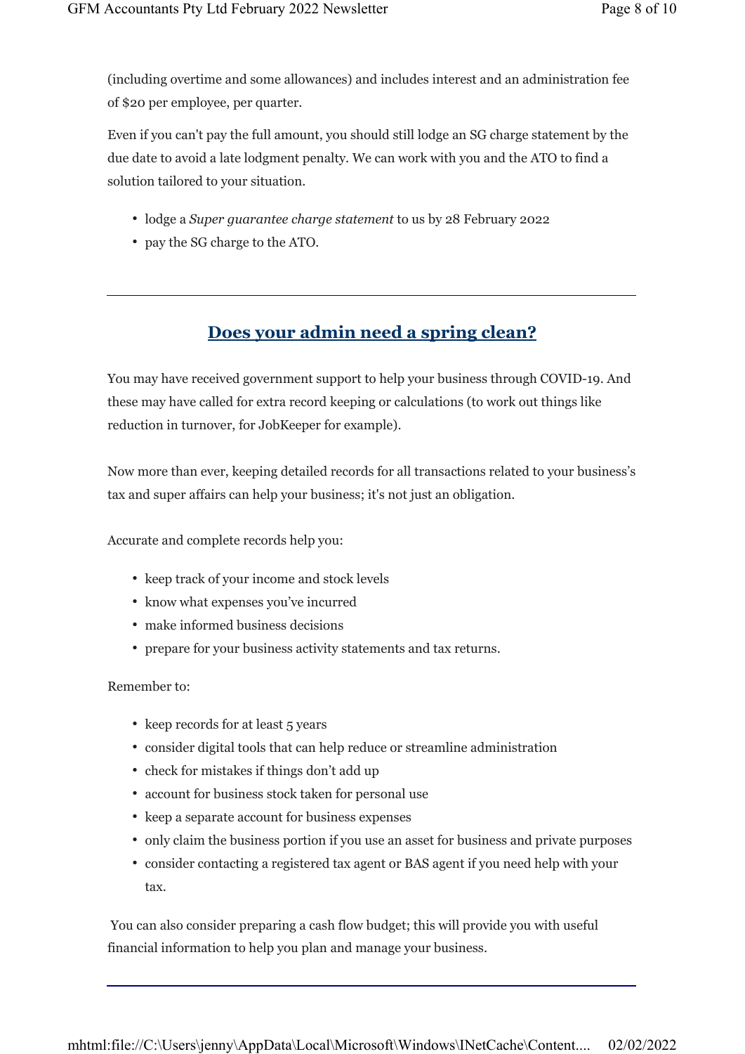(including overtime and some allowances) and includes interest and an administration fee of $20 per employee, per quarter.

Even if you can't pay the full amount, you should still lodge an SG charge statement by the due date to avoid a late lodgment penalty. We can work with you and the ATO to find a solution tailored to your situation.

- lodge a *Super guarantee charge statement* to us by 28 February 2022
- pay the SG charge to the ATO.

---

## Does your admin need a spring clean?

You may have received government support to help your business through COVID-19. And these may have called for extra record keeping or calculations (to work out things like reduction in turnover, for JobKeeper for example).

Now more than ever, keeping detailed records for all transactions related to your business's tax and super affairs can help your business; it's not just an obligation.

Accurate and complete records help you:

- keep track of your income and stock levels
- know what expenses you've incurred
- make informed business decisions
- prepare for your business activity statements and tax returns.

Remember to:

- keep records for at least 5 years
- consider digital tools that can help reduce or streamline administration
- check for mistakes if things don't add up
- account for business stock taken for personal use
- keep a separate account for business expenses
- only claim the business portion if you use an asset for business and private purposes
- consider contacting a registered tax agent or BAS agent if you need help with your tax.

You can also consider preparing a cash flow budget; this will provide you with useful financial information to help you plan and manage your business.

---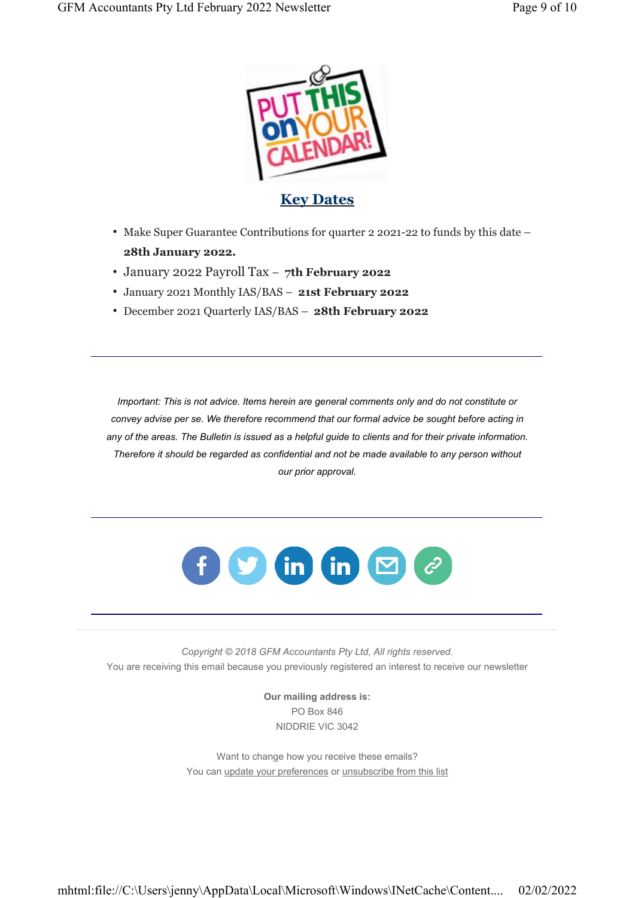## Key Dates

- Make Super Guarantee Contributions for quarter 2 2021-22 to funds by this date – **28th January 2022.**
- January 2022 Payroll Tax – **7th February 2022**
- January 2021 Monthly IAS/BAS – **21st February 2022**
- December 2021 Quarterly IAS/BAS – **28th February 2022**

---

*Important: This is not advice. Items herein are general comments only and do not constitute or convey advise per se. We therefore recommend that our formal advice be sought before acting in any of the areas. The Bulletin is issued as a helpful guide to clients and for their private information. Therefore it should be regarded as confidential and not be made available to any person without our prior approval.*

---

*Copyright © 2018 GFM Accountants Pty Ltd, All rights reserved.*
You are receiving this email because you previously registered an interest to receive our newsletter

**Our mailing address is:**
PO Box 846
NIDDRIE VIC 3042

Want to change how you receive these emails?
You can update your preferences or unsubscribe from this list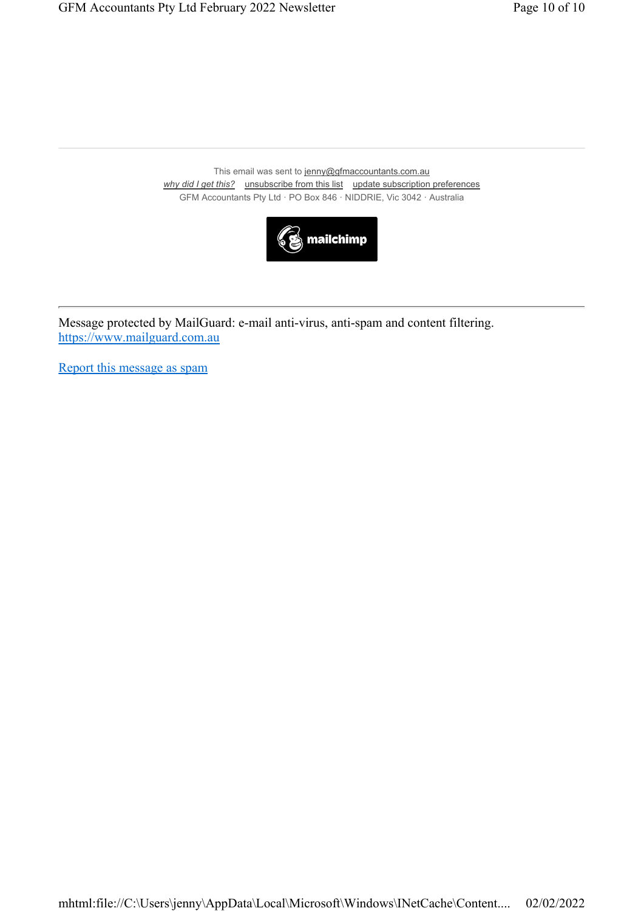---

This email was sent to jenny@gfmaccountants.com.au

*why did I get this?* unsubscribe from this list update subscription preferences

GFM Accountants Pty Ltd · PO Box 846 · NIDDRIE, Vic 3042 · Australia

mailchimp

---

Message protected by MailGuard: e-mail anti-virus, anti-spam and content filtering.
https://www.mailguard.com.au

Report this message as spam